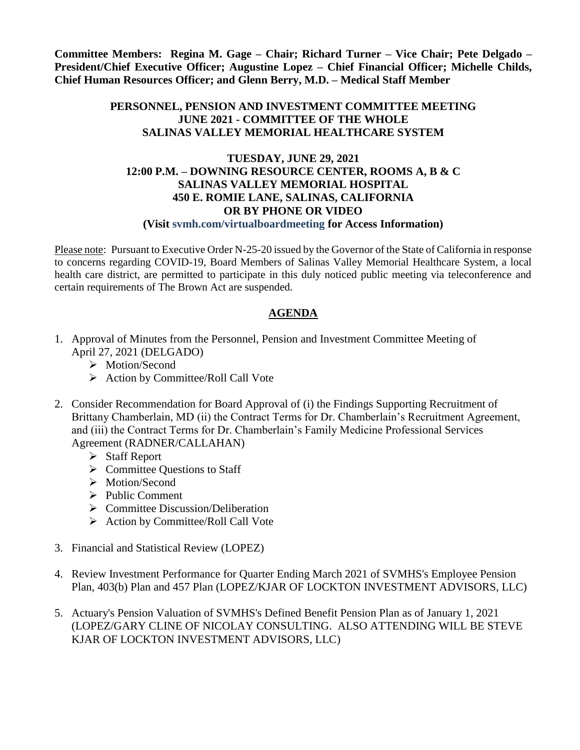**Committee Members: Regina M. Gage – Chair; Richard Turner – Vice Chair; Pete Delgado – President/Chief Executive Officer; Augustine Lopez – Chief Financial Officer; Michelle Childs, Chief Human Resources Officer; and Glenn Berry, M.D. – Medical Staff Member**

**PERSONNEL, PENSION AND INVESTMENT COMMITTEE MEETING**
**JUNE 2021 - COMMITTEE OF THE WHOLE**
**SALINAS VALLEY MEMORIAL HEALTHCARE SYSTEM**

**TUESDAY, JUNE 29, 2021**
**12:00 P.M. – DOWNING RESOURCE CENTER, ROOMS A, B & C**
**SALINAS VALLEY MEMORIAL HOSPITAL**
**450 E. ROMIE LANE, SALINAS, CALIFORNIA**
**OR BY PHONE OR VIDEO**
**(Visit svmh.com/virtualboardmeeting for Access Information)**

Please note: Pursuant to Executive Order N-25-20 issued by the Governor of the State of California in response to concerns regarding COVID-19, Board Members of Salinas Valley Memorial Healthcare System, a local health care district, are permitted to participate in this duly noticed public meeting via teleconference and certain requirements of The Brown Act are suspended.

## AGENDA

1. Approval of Minutes from the Personnel, Pension and Investment Committee Meeting of April 27, 2021 (DELGADO)
   - Motion/Second
   - Action by Committee/Roll Call Vote

2. Consider Recommendation for Board Approval of (i) the Findings Supporting Recruitment of Brittany Chamberlain, MD (ii) the Contract Terms for Dr. Chamberlain's Recruitment Agreement, and (iii) the Contract Terms for Dr. Chamberlain's Family Medicine Professional Services Agreement (RADNER/CALLAHAN)
   - Staff Report
   - Committee Questions to Staff
   - Motion/Second
   - Public Comment
   - Committee Discussion/Deliberation
   - Action by Committee/Roll Call Vote

3. Financial and Statistical Review (LOPEZ)

4. Review Investment Performance for Quarter Ending March 2021 of SVMHS's Employee Pension Plan, 403(b) Plan and 457 Plan (LOPEZ/KJAR OF LOCKTON INVESTMENT ADVISORS, LLC)

5. Actuary's Pension Valuation of SVMHS's Defined Benefit Pension Plan as of January 1, 2021 (LOPEZ/GARY CLINE OF NICOLAY CONSULTING. ALSO ATTENDING WILL BE STEVE KJAR OF LOCKTON INVESTMENT ADVISORS, LLC)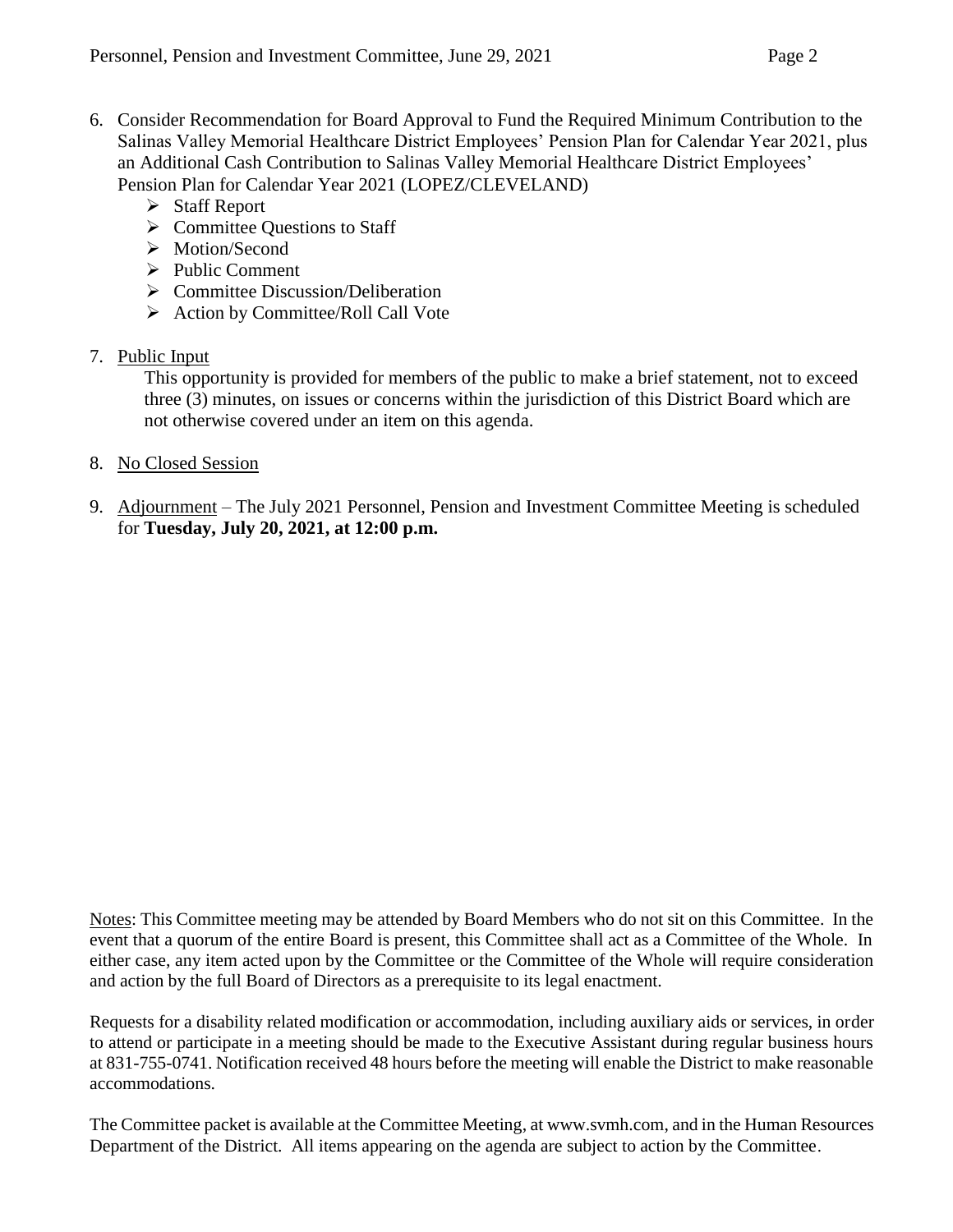6. Consider Recommendation for Board Approval to Fund the Required Minimum Contribution to the Salinas Valley Memorial Healthcare District Employees' Pension Plan for Calendar Year 2021, plus an Additional Cash Contribution to Salinas Valley Memorial Healthcare District Employees' Pension Plan for Calendar Year 2021 (LOPEZ/CLEVELAND)
   - Staff Report
   - Committee Questions to Staff
   - Motion/Second
   - Public Comment
   - Committee Discussion/Deliberation
   - Action by Committee/Roll Call Vote

7. Public Input

   This opportunity is provided for members of the public to make a brief statement, not to exceed three (3) minutes, on issues or concerns within the jurisdiction of this District Board which are not otherwise covered under an item on this agenda.

8. No Closed Session

9. Adjournment – The July 2021 Personnel, Pension and Investment Committee Meeting is scheduled for **Tuesday, July 20, 2021, at 12:00 p.m.**

Notes: This Committee meeting may be attended by Board Members who do not sit on this Committee. In the event that a quorum of the entire Board is present, this Committee shall act as a Committee of the Whole. In either case, any item acted upon by the Committee or the Committee of the Whole will require consideration and action by the full Board of Directors as a prerequisite to its legal enactment.

Requests for a disability related modification or accommodation, including auxiliary aids or services, in order to attend or participate in a meeting should be made to the Executive Assistant during regular business hours at 831-755-0741. Notification received 48 hours before the meeting will enable the District to make reasonable accommodations.

The Committee packet is available at the Committee Meeting, at www.svmh.com, and in the Human Resources Department of the District. All items appearing on the agenda are subject to action by the Committee.